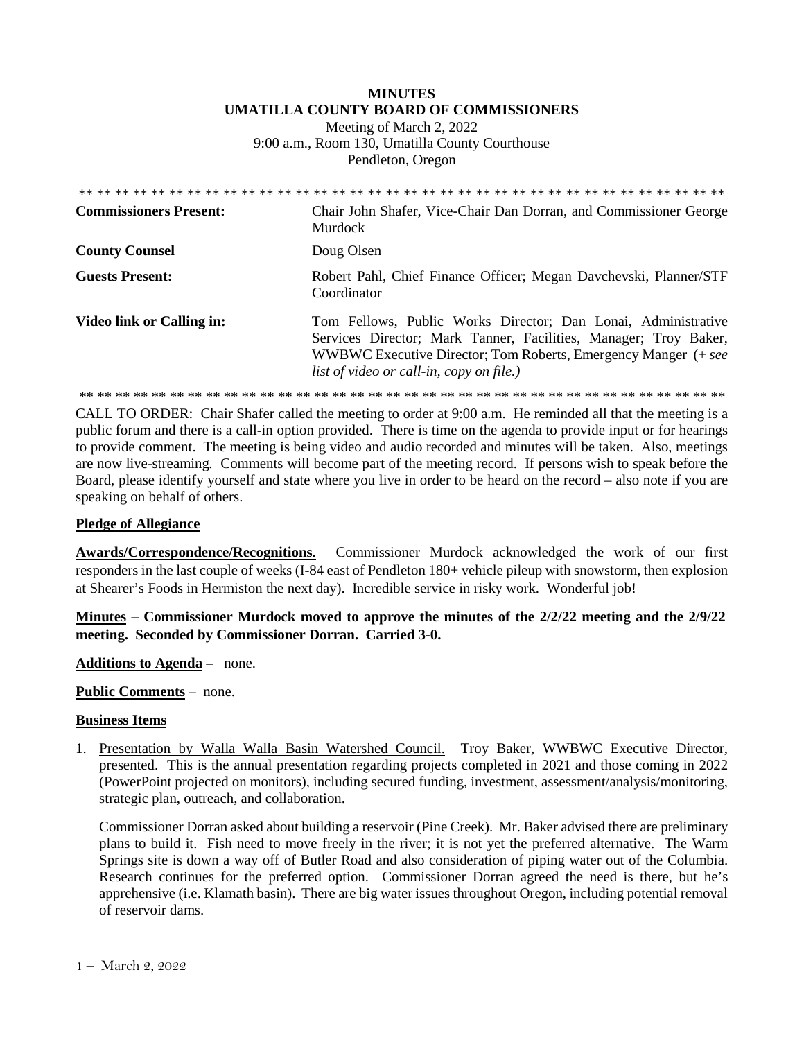# MINUTES
# UMATILLA COUNTY BOARD OF COMMISSIONERS

Meeting of March 2, 2022
9:00 a.m., Room 130, Umatilla County Courthouse
Pendleton, Oregon

** ** ** ** ** ** ** ** ** ** ** ** ** ** ** ** ** ** ** ** ** ** ** ** ** ** ** ** ** ** ** ** ** ** ** ** ** **

| | |
|---|---|
| **Commissioners Present:** | Chair John Shafer, Vice-Chair Dan Dorran, and Commissioner George Murdock |
| **County Counsel** | Doug Olsen |
| **Guests Present:** | Robert Pahl, Chief Finance Officer; Megan Davchevski, Planner/STF Coordinator |
| **Video link or Calling in:** | Tom Fellows, Public Works Director; Dan Lonai, Administrative Services Director; Mark Tanner, Facilities, Manager; Troy Baker, WWBWC Executive Director; Tom Roberts, Emergency Manger (+ *see list of video or call-in, copy on file.)* |

** ** ** ** ** ** ** ** ** ** ** ** ** ** ** ** ** ** ** ** ** ** ** ** ** ** ** ** ** ** ** ** ** ** ** ** ** **

CALL TO ORDER: Chair Shafer called the meeting to order at 9:00 a.m. He reminded all that the meeting is a public forum and there is a call-in option provided. There is time on the agenda to provide input or for hearings to provide comment. The meeting is being video and audio recorded and minutes will be taken. Also, meetings are now live-streaming. Comments will become part of the meeting record. If persons wish to speak before the Board, please identify yourself and state where you live in order to be heard on the record – also note if you are speaking on behalf of others.

**Pledge of Allegiance**

**Awards/Correspondence/Recognitions.** Commissioner Murdock acknowledged the work of our first responders in the last couple of weeks (I-84 east of Pendleton 180+ vehicle pileup with snowstorm, then explosion at Shearer's Foods in Hermiston the next day). Incredible service in risky work. Wonderful job!

**Minutes – Commissioner Murdock moved to approve the minutes of the 2/2/22 meeting and the 2/9/22 meeting. Seconded by Commissioner Dorran. Carried 3-0.**

**Additions to Agenda** – none.

**Public Comments** – none.

**Business Items**

1. Presentation by Walla Walla Basin Watershed Council. Troy Baker, WWBWC Executive Director, presented. This is the annual presentation regarding projects completed in 2021 and those coming in 2022 (PowerPoint projected on monitors), including secured funding, investment, assessment/analysis/monitoring, strategic plan, outreach, and collaboration.

   Commissioner Dorran asked about building a reservoir (Pine Creek). Mr. Baker advised there are preliminary plans to build it. Fish need to move freely in the river; it is not yet the preferred alternative. The Warm Springs site is down a way off of Butler Road and also consideration of piping water out of the Columbia. Research continues for the preferred option. Commissioner Dorran agreed the need is there, but he's apprehensive (i.e. Klamath basin). There are big water issues throughout Oregon, including potential removal of reservoir dams.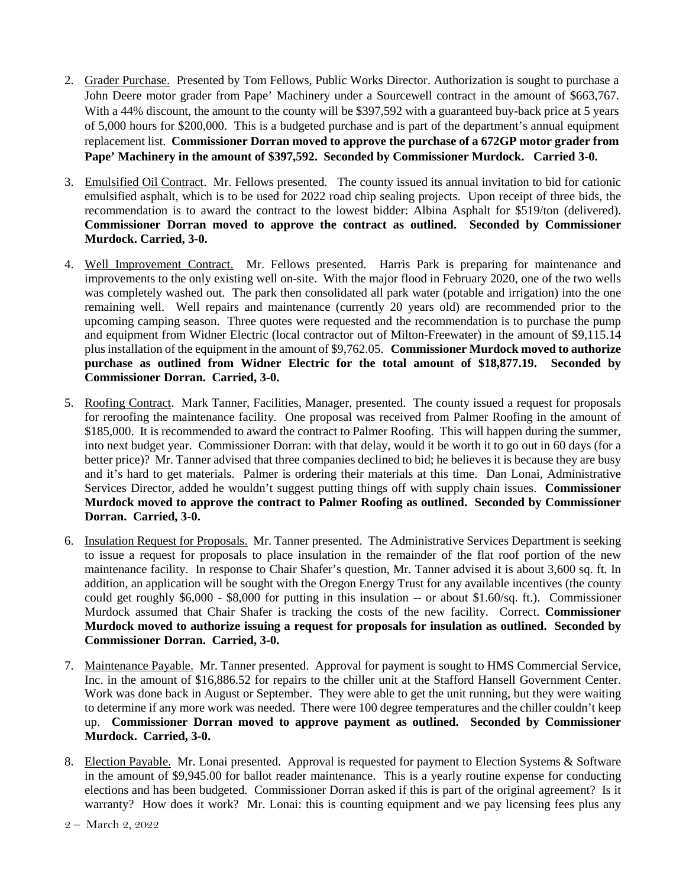2. Grader Purchase. Presented by Tom Fellows, Public Works Director. Authorization is sought to purchase a John Deere motor grader from Pape' Machinery under a Sourcewell contract in the amount of $663,767. With a 44% discount, the amount to the county will be $397,592 with a guaranteed buy-back price at 5 years of 5,000 hours for $200,000. This is a budgeted purchase and is part of the department's annual equipment replacement list. **Commissioner Dorran moved to approve the purchase of a 672GP motor grader from Pape' Machinery in the amount of $397,592. Seconded by Commissioner Murdock. Carried 3-0.**

3. Emulsified Oil Contract. Mr. Fellows presented. The county issued its annual invitation to bid for cationic emulsified asphalt, which is to be used for 2022 road chip sealing projects. Upon receipt of three bids, the recommendation is to award the contract to the lowest bidder: Albina Asphalt for $519/ton (delivered). **Commissioner Dorran moved to approve the contract as outlined. Seconded by Commissioner Murdock. Carried, 3-0.**

4. Well Improvement Contract. Mr. Fellows presented. Harris Park is preparing for maintenance and improvements to the only existing well on-site. With the major flood in February 2020, one of the two wells was completely washed out. The park then consolidated all park water (potable and irrigation) into the one remaining well. Well repairs and maintenance (currently 20 years old) are recommended prior to the upcoming camping season. Three quotes were requested and the recommendation is to purchase the pump and equipment from Widner Electric (local contractor out of Milton-Freewater) in the amount of $9,115.14 plus installation of the equipment in the amount of $9,762.05. **Commissioner Murdock moved to authorize purchase as outlined from Widner Electric for the total amount of $18,877.19. Seconded by Commissioner Dorran. Carried, 3-0.**

5. Roofing Contract. Mark Tanner, Facilities, Manager, presented. The county issued a request for proposals for reroofing the maintenance facility. One proposal was received from Palmer Roofing in the amount of $185,000. It is recommended to award the contract to Palmer Roofing. This will happen during the summer, into next budget year. Commissioner Dorran: with that delay, would it be worth it to go out in 60 days (for a better price)? Mr. Tanner advised that three companies declined to bid; he believes it is because they are busy and it's hard to get materials. Palmer is ordering their materials at this time. Dan Lonai, Administrative Services Director, added he wouldn't suggest putting things off with supply chain issues. **Commissioner Murdock moved to approve the contract to Palmer Roofing as outlined. Seconded by Commissioner Dorran. Carried, 3-0.**

6. Insulation Request for Proposals. Mr. Tanner presented. The Administrative Services Department is seeking to issue a request for proposals to place insulation in the remainder of the flat roof portion of the new maintenance facility. In response to Chair Shafer's question, Mr. Tanner advised it is about 3,600 sq. ft. In addition, an application will be sought with the Oregon Energy Trust for any available incentives (the county could get roughly $6,000 - $8,000 for putting in this insulation -- or about $1.60/sq. ft.). Commissioner Murdock assumed that Chair Shafer is tracking the costs of the new facility. Correct. **Commissioner Murdock moved to authorize issuing a request for proposals for insulation as outlined. Seconded by Commissioner Dorran. Carried, 3-0.**

7. Maintenance Payable. Mr. Tanner presented. Approval for payment is sought to HMS Commercial Service, Inc. in the amount of $16,886.52 for repairs to the chiller unit at the Stafford Hansell Government Center. Work was done back in August or September. They were able to get the unit running, but they were waiting to determine if any more work was needed. There were 100 degree temperatures and the chiller couldn't keep up. **Commissioner Dorran moved to approve payment as outlined. Seconded by Commissioner Murdock. Carried, 3-0.**

8. Election Payable. Mr. Lonai presented. Approval is requested for payment to Election Systems & Software in the amount of $9,945.00 for ballot reader maintenance. This is a yearly routine expense for conducting elections and has been budgeted. Commissioner Dorran asked if this is part of the original agreement? Is it warranty? How does it work? Mr. Lonai: this is counting equipment and we pay licensing fees plus any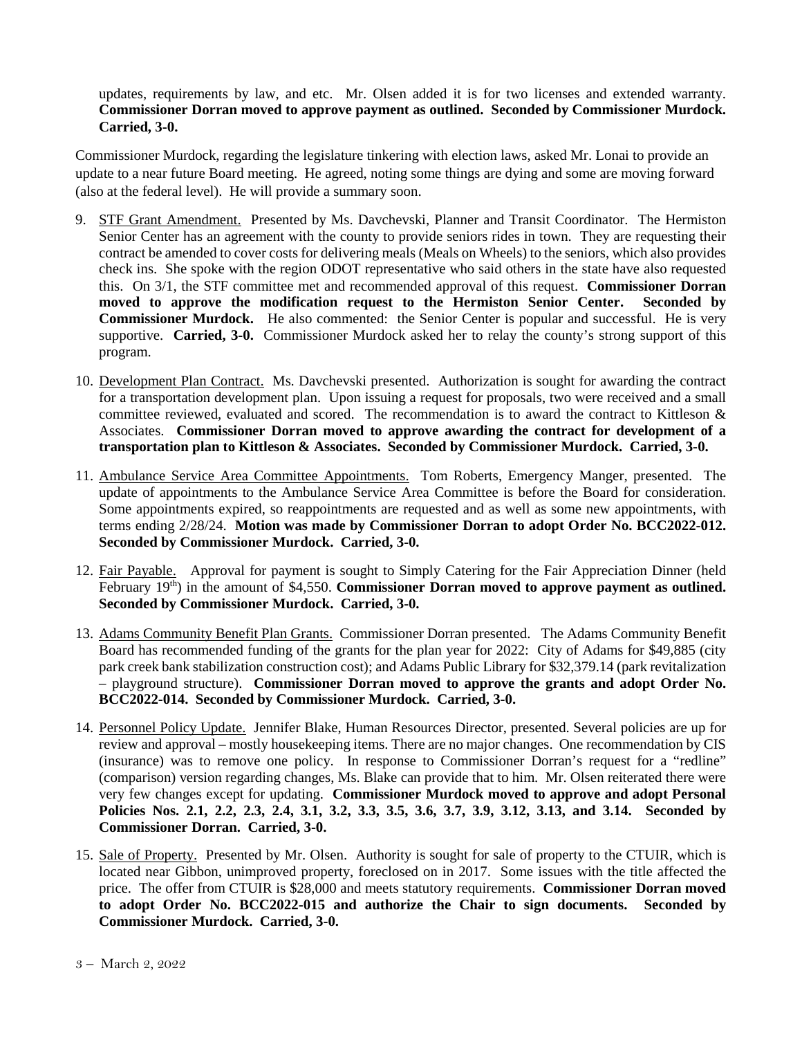updates, requirements by law, and etc. Mr. Olsen added it is for two licenses and extended warranty. **Commissioner Dorran moved to approve payment as outlined. Seconded by Commissioner Murdock. Carried, 3-0.**

Commissioner Murdock, regarding the legislature tinkering with election laws, asked Mr. Lonai to provide an update to a near future Board meeting. He agreed, noting some things are dying and some are moving forward (also at the federal level). He will provide a summary soon.

9. <u>STF Grant Amendment.</u> Presented by Ms. Davchevski, Planner and Transit Coordinator. The Hermiston Senior Center has an agreement with the county to provide seniors rides in town. They are requesting their contract be amended to cover costs for delivering meals (Meals on Wheels) to the seniors, which also provides check ins. She spoke with the region ODOT representative who said others in the state have also requested this. On 3/1, the STF committee met and recommended approval of this request. **Commissioner Dorran moved to approve the modification request to the Hermiston Senior Center. Seconded by Commissioner Murdock.** He also commented: the Senior Center is popular and successful. He is very supportive. **Carried, 3-0.** Commissioner Murdock asked her to relay the county's strong support of this program.

10. <u>Development Plan Contract.</u> Ms. Davchevski presented. Authorization is sought for awarding the contract for a transportation development plan. Upon issuing a request for proposals, two were received and a small committee reviewed, evaluated and scored. The recommendation is to award the contract to Kittleson & Associates. **Commissioner Dorran moved to approve awarding the contract for development of a transportation plan to Kittleson & Associates. Seconded by Commissioner Murdock. Carried, 3-0.**

11. <u>Ambulance Service Area Committee Appointments.</u> Tom Roberts, Emergency Manger, presented. The update of appointments to the Ambulance Service Area Committee is before the Board for consideration. Some appointments expired, so reappointments are requested and as well as some new appointments, with terms ending 2/28/24. **Motion was made by Commissioner Dorran to adopt Order No. BCC2022-012. Seconded by Commissioner Murdock. Carried, 3-0.**

12. <u>Fair Payable.</u> Approval for payment is sought to Simply Catering for the Fair Appreciation Dinner (held February 19th) in the amount of $4,550. **Commissioner Dorran moved to approve payment as outlined. Seconded by Commissioner Murdock. Carried, 3-0.**

13. <u>Adams Community Benefit Plan Grants.</u> Commissioner Dorran presented. The Adams Community Benefit Board has recommended funding of the grants for the plan year for 2022: City of Adams for $49,885 (city park creek bank stabilization construction cost); and Adams Public Library for $32,379.14 (park revitalization – playground structure). **Commissioner Dorran moved to approve the grants and adopt Order No. BCC2022-014. Seconded by Commissioner Murdock. Carried, 3-0.**

14. <u>Personnel Policy Update.</u> Jennifer Blake, Human Resources Director, presented. Several policies are up for review and approval – mostly housekeeping items. There are no major changes. One recommendation by CIS (insurance) was to remove one policy. In response to Commissioner Dorran's request for a "redline" (comparison) version regarding changes, Ms. Blake can provide that to him. Mr. Olsen reiterated there were very few changes except for updating. **Commissioner Murdock moved to approve and adopt Personal Policies Nos. 2.1, 2.2, 2.3, 2.4, 3.1, 3.2, 3.3, 3.5, 3.6, 3.7, 3.9, 3.12, 3.13, and 3.14. Seconded by Commissioner Dorran. Carried, 3-0.**

15. <u>Sale of Property.</u> Presented by Mr. Olsen. Authority is sought for sale of property to the CTUIR, which is located near Gibbon, unimproved property, foreclosed on in 2017. Some issues with the title affected the price. The offer from CTUIR is $28,000 and meets statutory requirements. **Commissioner Dorran moved to adopt Order No. BCC2022-015 and authorize the Chair to sign documents. Seconded by Commissioner Murdock. Carried, 3-0.**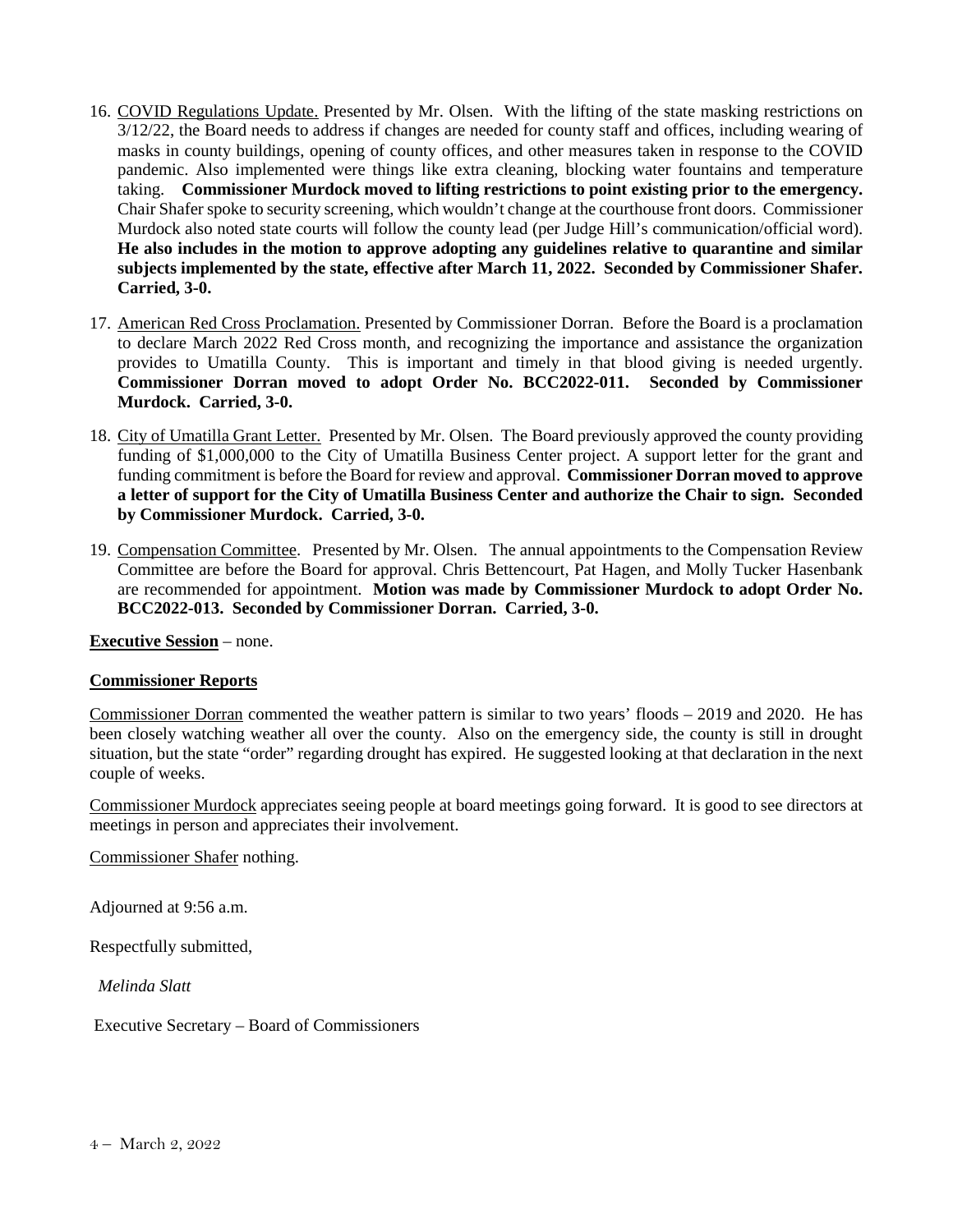16. <u>COVID Regulations Update.</u> Presented by Mr. Olsen. With the lifting of the state masking restrictions on 3/12/22, the Board needs to address if changes are needed for county staff and offices, including wearing of masks in county buildings, opening of county offices, and other measures taken in response to the COVID pandemic. Also implemented were things like extra cleaning, blocking water fountains and temperature taking. **Commissioner Murdock moved to lifting restrictions to point existing prior to the emergency.** Chair Shafer spoke to security screening, which wouldn't change at the courthouse front doors. Commissioner Murdock also noted state courts will follow the county lead (per Judge Hill's communication/official word). **He also includes in the motion to approve adopting any guidelines relative to quarantine and similar subjects implemented by the state, effective after March 11, 2022. Seconded by Commissioner Shafer. Carried, 3-0.**

17. <u>American Red Cross Proclamation.</u> Presented by Commissioner Dorran. Before the Board is a proclamation to declare March 2022 Red Cross month, and recognizing the importance and assistance the organization provides to Umatilla County. This is important and timely in that blood giving is needed urgently. **Commissioner Dorran moved to adopt Order No. BCC2022-011. Seconded by Commissioner Murdock. Carried, 3-0.**

18. <u>City of Umatilla Grant Letter.</u> Presented by Mr. Olsen. The Board previously approved the county providing funding of $1,000,000 to the City of Umatilla Business Center project. A support letter for the grant and funding commitment is before the Board for review and approval. **Commissioner Dorran moved to approve a letter of support for the City of Umatilla Business Center and authorize the Chair to sign. Seconded by Commissioner Murdock. Carried, 3-0.**

19. <u>Compensation Committee</u>. Presented by Mr. Olsen. The annual appointments to the Compensation Review Committee are before the Board for approval. Chris Bettencourt, Pat Hagen, and Molly Tucker Hasenbank are recommended for appointment. **Motion was made by Commissioner Murdock to adopt Order No. BCC2022-013. Seconded by Commissioner Dorran. Carried, 3-0.**

**<u>Executive Session</u>** – none.

**<u>Commissioner Reports</u>**

<u>Commissioner Dorran</u> commented the weather pattern is similar to two years' floods – 2019 and 2020. He has been closely watching weather all over the county. Also on the emergency side, the county is still in drought situation, but the state "order" regarding drought has expired. He suggested looking at that declaration in the next couple of weeks.

<u>Commissioner Murdock</u> appreciates seeing people at board meetings going forward. It is good to see directors at meetings in person and appreciates their involvement.

<u>Commissioner Shafer</u> nothing.

Adjourned at 9:56 a.m.

Respectfully submitted,

*Melinda Slatt*

Executive Secretary – Board of Commissioners